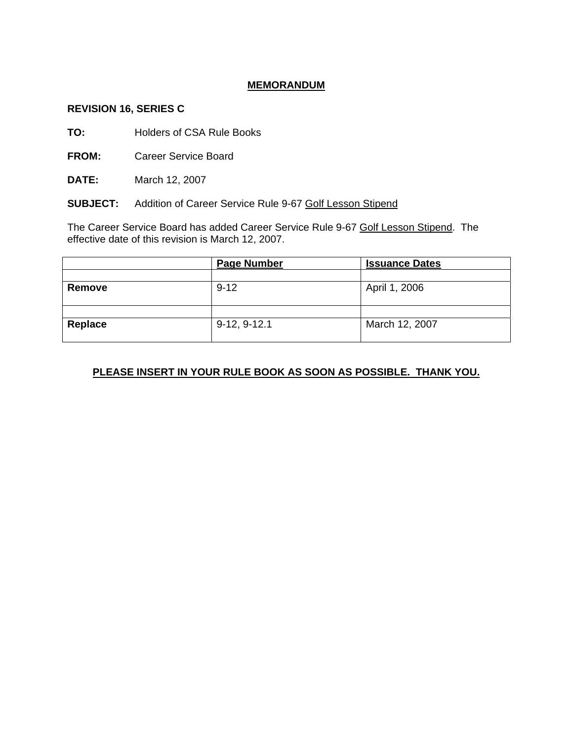# MEMORANDUM

**REVISION 16, SERIES C**

**TO:** Holders of CSA Rule Books

**FROM:** Career Service Board

**DATE:** March 12, 2007

**SUBJECT:** Addition of Career Service Rule 9-67 Golf Lesson Stipend

The Career Service Board has added Career Service Rule 9-67 Golf Lesson Stipend. The effective date of this revision is March 12, 2007.

| | Page Number | Issuance Dates |
|---|---|---|
| | | |
| **Remove** | 9-12 | April 1, 2006 |
| | | |
| **Replace** | 9-12, 9-12.1 | March 12, 2007 |

**PLEASE INSERT IN YOUR RULE BOOK AS SOON AS POSSIBLE. THANK YOU.**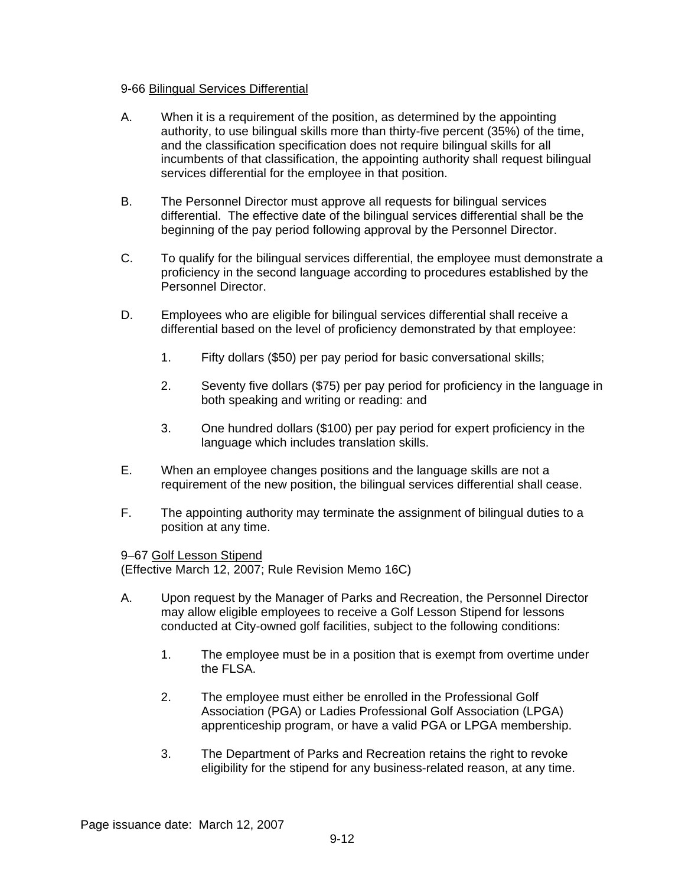9-66 <u>Bilingual Services Differential</u>

A. When it is a requirement of the position, as determined by the appointing authority, to use bilingual skills more than thirty-five percent (35%) of the time, and the classification specification does not require bilingual skills for all incumbents of that classification, the appointing authority shall request bilingual services differential for the employee in that position.

B. The Personnel Director must approve all requests for bilingual services differential. The effective date of the bilingual services differential shall be the beginning of the pay period following approval by the Personnel Director.

C. To qualify for the bilingual services differential, the employee must demonstrate a proficiency in the second language according to procedures established by the Personnel Director.

D. Employees who are eligible for bilingual services differential shall receive a differential based on the level of proficiency demonstrated by that employee:

   1. Fifty dollars ($50) per pay period for basic conversational skills;

   2. Seventy five dollars ($75) per pay period for proficiency in the language in both speaking and writing or reading: and

   3. One hundred dollars ($100) per pay period for expert proficiency in the language which includes translation skills.

E. When an employee changes positions and the language skills are not a requirement of the new position, the bilingual services differential shall cease.

F. The appointing authority may terminate the assignment of bilingual duties to a position at any time.

9–67 <u>Golf Lesson Stipend</u>
(Effective March 12, 2007; Rule Revision Memo 16C)

A. Upon request by the Manager of Parks and Recreation, the Personnel Director may allow eligible employees to receive a Golf Lesson Stipend for lessons conducted at City-owned golf facilities, subject to the following conditions:

   1. The employee must be in a position that is exempt from overtime under the FLSA.

   2. The employee must either be enrolled in the Professional Golf Association (PGA) or Ladies Professional Golf Association (LPGA) apprenticeship program, or have a valid PGA or LPGA membership.

   3. The Department of Parks and Recreation retains the right to revoke eligibility for the stipend for any business-related reason, at any time.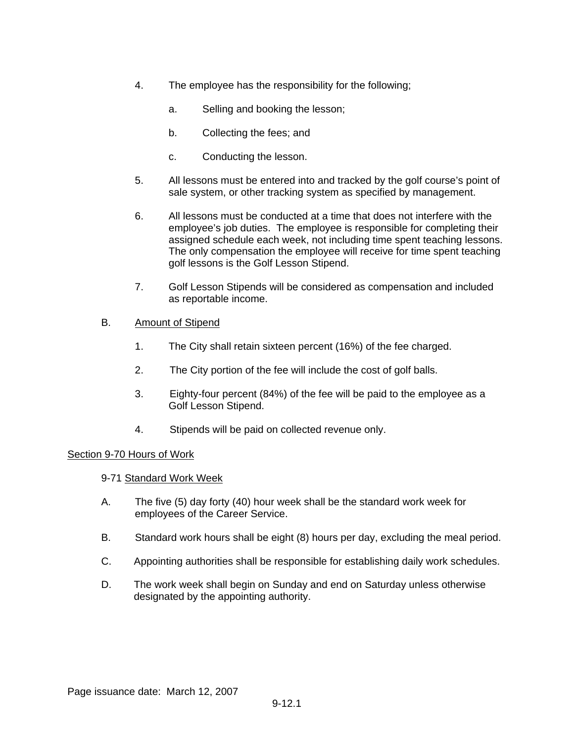4. The employee has the responsibility for the following;

   a. Selling and booking the lesson;

   b. Collecting the fees; and

   c. Conducting the lesson.

5. All lessons must be entered into and tracked by the golf course's point of sale system, or other tracking system as specified by management.

6. All lessons must be conducted at a time that does not interfere with the employee's job duties. The employee is responsible for completing their assigned schedule each week, not including time spent teaching lessons. The only compensation the employee will receive for time spent teaching golf lessons is the Golf Lesson Stipend.

7. Golf Lesson Stipends will be considered as compensation and included as reportable income.

B. Amount of Stipend

1. The City shall retain sixteen percent (16%) of the fee charged.

2. The City portion of the fee will include the cost of golf balls.

3. Eighty-four percent (84%) of the fee will be paid to the employee as a Golf Lesson Stipend.

4. Stipends will be paid on collected revenue only.

## Section 9-70 Hours of Work

### 9-71 Standard Work Week

A. The five (5) day forty (40) hour week shall be the standard work week for employees of the Career Service.

B. Standard work hours shall be eight (8) hours per day, excluding the meal period.

C. Appointing authorities shall be responsible for establishing daily work schedules.

D. The work week shall begin on Sunday and end on Saturday unless otherwise designated by the appointing authority.

Page issuance date: March 12, 2007